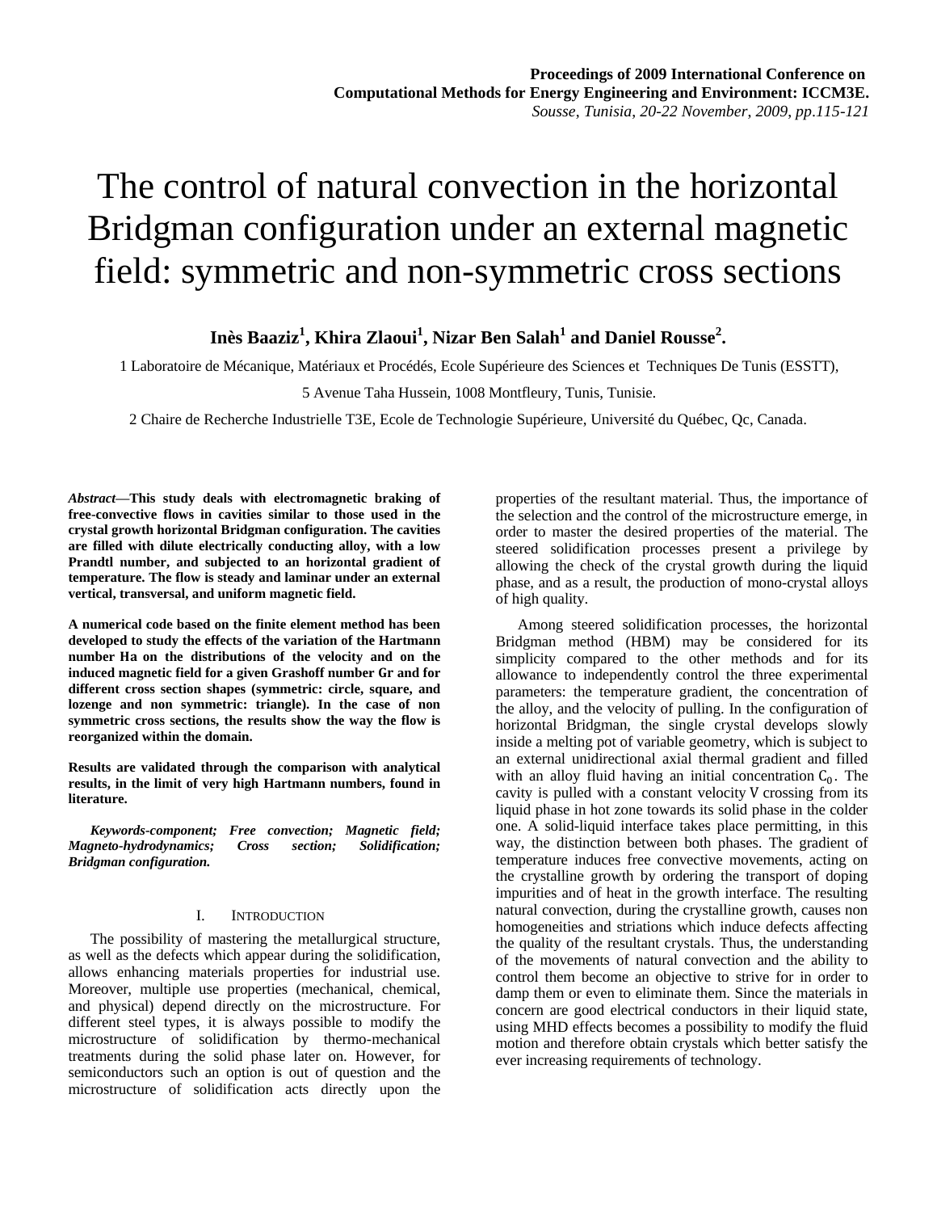**Proceedings of 2009 International Conference on Computational Methods for Energy Engineering and Environment: ICCM3E.**
*Sousse, Tunisia, 20-22 November, 2009, pp.115-121*

# The control of natural convection in the horizontal Bridgman configuration under an external magnetic field: symmetric and non-symmetric cross sections

**Inès Baaziz[1], Khira Zlaoui[1], Nizar Ben Salah[1] and Daniel Rousse[2].**

1 Laboratoire de Mécanique, Matériaux et Procédés, Ecole Supérieure des Sciences et Techniques De Tunis (ESSTT),

5 Avenue Taha Hussein, 1008 Montfleury, Tunis, Tunisie.

2 Chaire de Recherche Industrielle T3E, Ecole de Technologie Supérieure, Université du Québec, Qc, Canada.

***Abstract*—This study deals with electromagnetic braking of free-convective flows in cavities similar to those used in the crystal growth horizontal Bridgman configuration. The cavities are filled with dilute electrically conducting alloy, with a low Prandtl number, and subjected to an horizontal gradient of temperature. The flow is steady and laminar under an external vertical, transversal, and uniform magnetic field.**

**A numerical code based on the finite element method has been developed to study the effects of the variation of the Hartmann number Ha on the distributions of the velocity and on the induced magnetic field for a given Grashoff number Gr and for different cross section shapes (symmetric: circle, square, and lozenge and non symmetric: triangle). In the case of non symmetric cross sections, the results show the way the flow is reorganized within the domain.**

**Results are validated through the comparison with analytical results, in the limit of very high Hartmann numbers, found in literature.**

***Keywords-component; Free convection; Magnetic field; Magneto-hydrodynamics; Cross section; Solidification; Bridgman configuration.***

## I. Introduction

The possibility of mastering the metallurgical structure, as well as the defects which appear during the solidification, allows enhancing materials properties for industrial use. Moreover, multiple use properties (mechanical, chemical, and physical) depend directly on the microstructure. For different steel types, it is always possible to modify the microstructure of solidification by thermo-mechanical treatments during the solid phase later on. However, for semiconductors such an option is out of question and the microstructure of solidification acts directly upon the properties of the resultant material. Thus, the importance of the selection and the control of the microstructure emerge, in order to master the desired properties of the material. The steered solidification processes present a privilege by allowing the check of the crystal growth during the liquid phase, and as a result, the production of mono-crystal alloys of high quality.

Among steered solidification processes, the horizontal Bridgman method (HBM) may be considered for its simplicity compared to the other methods and for its allowance to independently control the three experimental parameters: the temperature gradient, the concentration of the alloy, and the velocity of pulling. In the configuration of horizontal Bridgman, the single crystal develops slowly inside a melting pot of variable geometry, which is subject to an external unidirectional axial thermal gradient and filled with an alloy fluid having an initial concentration $C_0$. The cavity is pulled with a constant velocity $V$ crossing from its liquid phase in hot zone towards its solid phase in the colder one. A solid-liquid interface takes place permitting, in this way, the distinction between both phases. The gradient of temperature induces free convective movements, acting on the crystalline growth by ordering the transport of doping impurities and of heat in the growth interface. The resulting natural convection, during the crystalline growth, causes non homogeneities and striations which induce defects affecting the quality of the resultant crystals. Thus, the understanding of the movements of natural convection and the ability to control them become an objective to strive for in order to damp them or even to eliminate them. Since the materials in concern are good electrical conductors in their liquid state, using MHD effects becomes a possibility to modify the fluid motion and therefore obtain crystals which better satisfy the ever increasing requirements of technology.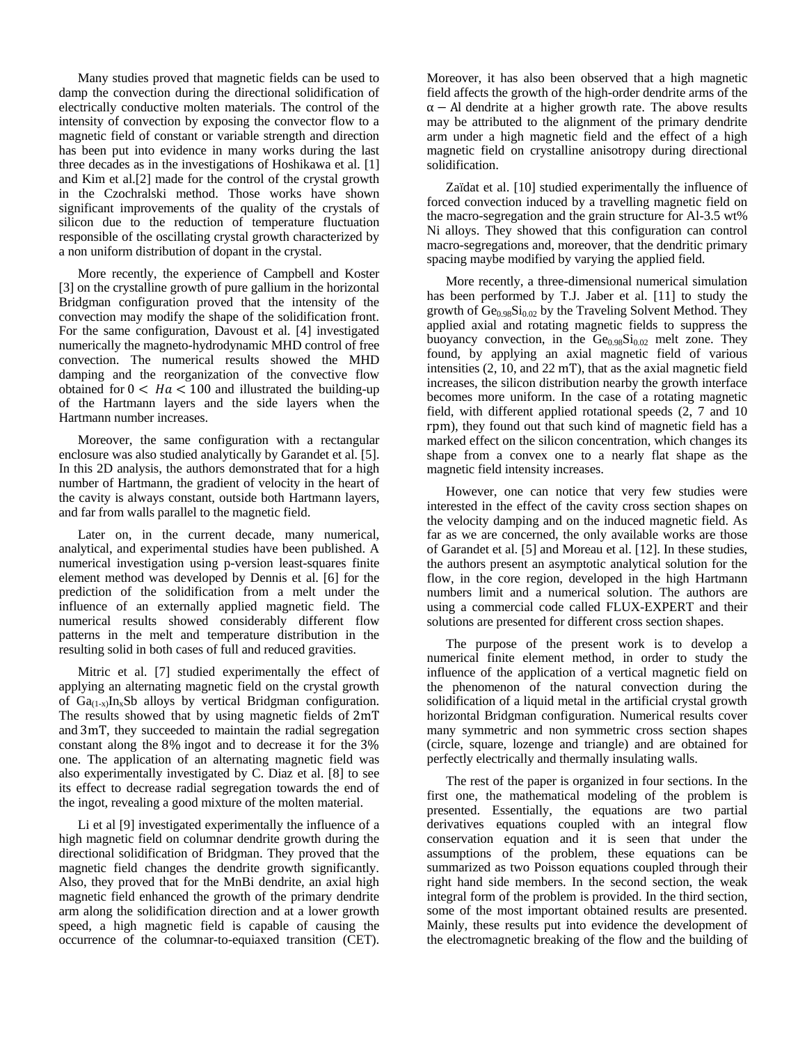Many studies proved that magnetic fields can be used to damp the convection during the directional solidification of electrically conductive molten materials. The control of the intensity of convection by exposing the convector flow to a magnetic field of constant or variable strength and direction has been put into evidence in many works during the last three decades as in the investigations of Hoshikawa et al. [1] and Kim et al.[2] made for the control of the crystal growth in the Czochralski method. Those works have shown significant improvements of the quality of the crystals of silicon due to the reduction of temperature fluctuation responsible of the oscillating crystal growth characterized by a non uniform distribution of dopant in the crystal.

More recently, the experience of Campbell and Koster [3] on the crystalline growth of pure gallium in the horizontal Bridgman configuration proved that the intensity of the convection may modify the shape of the solidification front. For the same configuration, Davoust et al. [4] investigated numerically the magneto-hydrodynamic MHD control of free convection. The numerical results showed the MHD damping and the reorganization of the convective flow obtained for $0 < Ha < 100$ and illustrated the building-up of the Hartmann layers and the side layers when the Hartmann number increases.

Moreover, the same configuration with a rectangular enclosure was also studied analytically by Garandet et al. [5]. In this 2D analysis, the authors demonstrated that for a high number of Hartmann, the gradient of velocity in the heart of the cavity is always constant, outside both Hartmann layers, and far from walls parallel to the magnetic field.

Later on, in the current decade, many numerical, analytical, and experimental studies have been published. A numerical investigation using p-version least-squares finite element method was developed by Dennis et al. [6] for the prediction of the solidification from a melt under the influence of an externally applied magnetic field. The numerical results showed considerably different flow patterns in the melt and temperature distribution in the resulting solid in both cases of full and reduced gravities.

Mitric et al. [7] studied experimentally the effect of applying an alternating magnetic field on the crystal growth of $Ga_{(1-x)}In_xSb$ alloys by vertical Bridgman configuration. The results showed that by using magnetic fields of 2mT and 3mT, they succeeded to maintain the radial segregation constant along the 8% ingot and to decrease it for the 3% one. The application of an alternating magnetic field was also experimentally investigated by C. Diaz et al. [8] to see its effect to decrease radial segregation towards the end of the ingot, revealing a good mixture of the molten material.

Li et al [9] investigated experimentally the influence of a high magnetic field on columnar dendrite growth during the directional solidification of Bridgman. They proved that the magnetic field changes the dendrite growth significantly. Also, they proved that for the MnBi dendrite, an axial high magnetic field enhanced the growth of the primary dendrite arm along the solidification direction and at a lower growth speed, a high magnetic field is capable of causing the occurrence of the columnar-to-equiaxed transition (CET). Moreover, it has also been observed that a high magnetic field affects the growth of the high-order dendrite arms of the $\alpha - \mathrm{Al}$ dendrite at a higher growth rate. The above results may be attributed to the alignment of the primary dendrite arm under a high magnetic field and the effect of a high magnetic field on crystalline anisotropy during directional solidification.

Zaïdat et al. [10] studied experimentally the influence of forced convection induced by a travelling magnetic field on the macro-segregation and the grain structure for Al-3.5 wt% Ni alloys. They showed that this configuration can control macro-segregations and, moreover, that the dendritic primary spacing maybe modified by varying the applied field.

More recently, a three-dimensional numerical simulation has been performed by T.J. Jaber et al. [11] to study the growth of $Ge_{0.98}Si_{0.02}$ by the Traveling Solvent Method. They applied axial and rotating magnetic fields to suppress the buoyancy convection, in the $Ge_{0.98}Si_{0.02}$ melt zone. They found, by applying an axial magnetic field of various intensities (2, 10, and 22 mT), that as the axial magnetic field increases, the silicon distribution nearby the growth interface becomes more uniform. In the case of a rotating magnetic field, with different applied rotational speeds (2, 7 and 10 rpm), they found out that such kind of magnetic field has a marked effect on the silicon concentration, which changes its shape from a convex one to a nearly flat shape as the magnetic field intensity increases.

However, one can notice that very few studies were interested in the effect of the cavity cross section shapes on the velocity damping and on the induced magnetic field. As far as we are concerned, the only available works are those of Garandet et al. [5] and Moreau et al. [12]. In these studies, the authors present an asymptotic analytical solution for the flow, in the core region, developed in the high Hartmann numbers limit and a numerical solution. The authors are using a commercial code called FLUX-EXPERT and their solutions are presented for different cross section shapes.

The purpose of the present work is to develop a numerical finite element method, in order to study the influence of the application of a vertical magnetic field on the phenomenon of the natural convection during the solidification of a liquid metal in the artificial crystal growth horizontal Bridgman configuration. Numerical results cover many symmetric and non symmetric cross section shapes (circle, square, lozenge and triangle) and are obtained for perfectly electrically and thermally insulating walls.

The rest of the paper is organized in four sections. In the first one, the mathematical modeling of the problem is presented. Essentially, the equations are two partial derivatives equations coupled with an integral flow conservation equation and it is seen that under the assumptions of the problem, these equations can be summarized as two Poisson equations coupled through their right hand side members. In the second section, the weak integral form of the problem is provided. In the third section, some of the most important obtained results are presented. Mainly, these results put into evidence the development of the electromagnetic breaking of the flow and the building of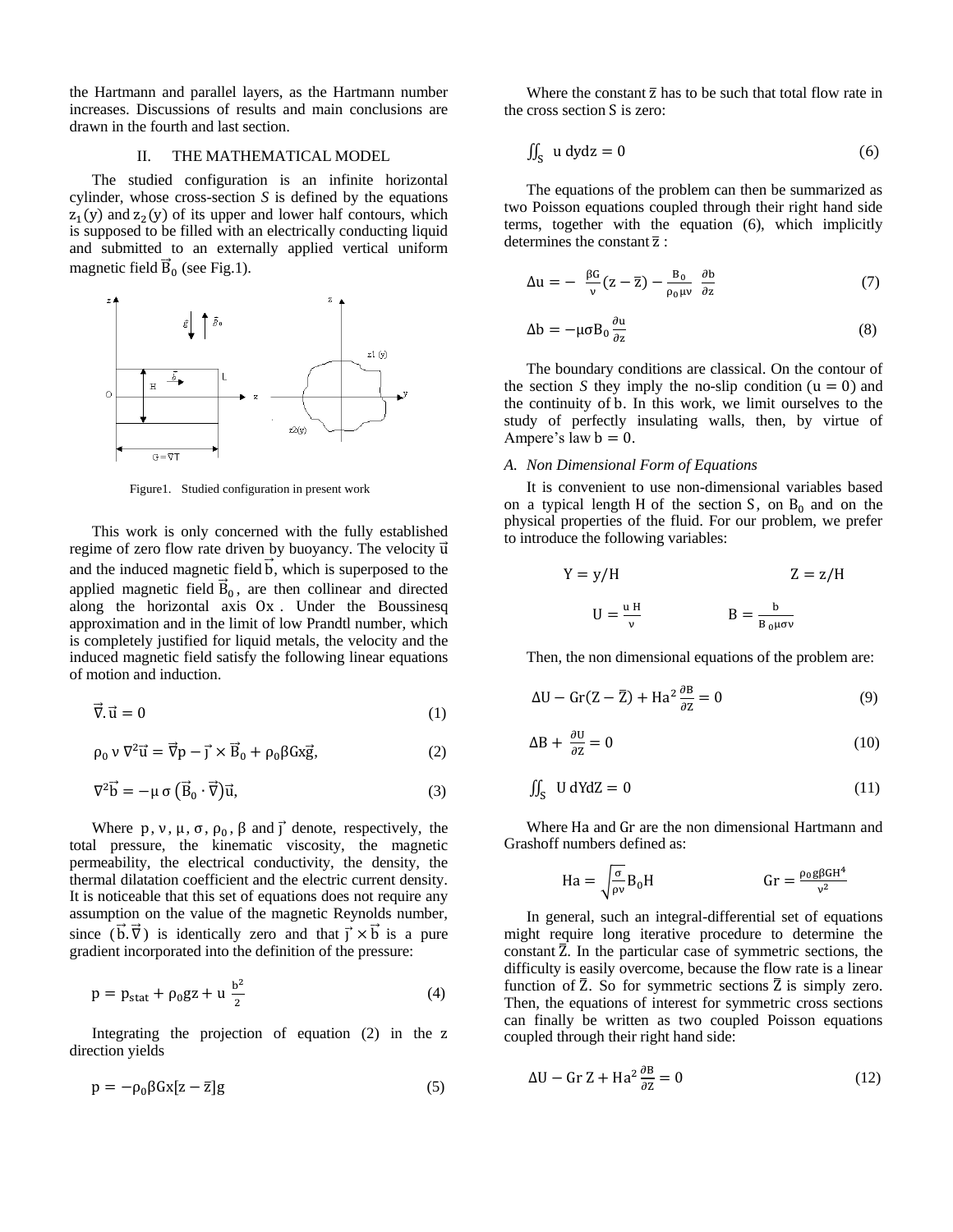the Hartmann and parallel layers, as the Hartmann number increases. Discussions of results and main conclusions are drawn in the fourth and last section.

## II. THE MATHEMATICAL MODEL

The studied configuration is an infinite horizontal cylinder, whose cross-section *S* is defined by the equations $z_1(y)$ and $z_2(y)$ of its upper and lower half contours, which is supposed to be filled with an electrically conducting liquid and submitted to an externally applied vertical uniform magnetic field $\vec{B}_0$ (see Fig.1).

Figure1. Studied configuration in present work

This work is only concerned with the fully established regime of zero flow rate driven by buoyancy. The velocity $\vec{u}$ and the induced magnetic field $\vec{b}$, which is superposed to the applied magnetic field $\vec{B}_0$, are then collinear and directed along the horizontal axis Ox. Under the Boussinesq approximation and in the limit of low Prandtl number, which is completely justified for liquid metals, the velocity and the induced magnetic field satisfy the following linear equations of motion and induction.

$$\vec{\nabla}.\vec{u} = 0 \tag{1}$$

$$\rho_0 \nu \nabla^2 \vec{u} = \vec{\nabla} p - \vec{j} \times \vec{B}_0 + \rho_0 \beta G x \vec{g}, \tag{2}$$

$$\nabla^2 \vec{b} = -\mu \sigma \left(\vec{B}_0 \cdot \vec{\nabla}\right) \vec{u}, \tag{3}$$

Where $p$, $\nu$, $\mu$, $\sigma$, $\rho_0$, $\beta$ and $\vec{j}$ denote, respectively, the total pressure, the kinematic viscosity, the magnetic permeability, the electrical conductivity, the density, the thermal dilatation coefficient and the electric current density. It is noticeable that this set of equations does not require any assumption on the value of the magnetic Reynolds number, since $(\vec{b}.\vec{\nabla})$ is identically zero and that $\vec{j} \times \vec{b}$ is a pure gradient incorporated into the definition of the pressure:

$$p = p_{stat} + \rho_0 g z + u \frac{b^2}{2} \tag{4}$$

Integrating the projection of equation (2) in the z direction yields

$$p = -\rho_0 \beta G x [z - \bar{z}] g \tag{5}$$

Where the constant $\bar{z}$ has to be such that total flow rate in the cross section S is zero:

$$\iint_S u \, dy dz = 0 \tag{6}$$

The equations of the problem can then be summarized as two Poisson equations coupled through their right hand side terms, together with the equation (6), which implicitly determines the constant $\bar{z}$ :

$$\Delta u = -\frac{\beta G}{\nu}(z - \bar{z}) - \frac{B_0}{\rho_0 \mu \nu} \frac{\partial b}{\partial z} \tag{7}$$

$$\Delta b = -\mu \sigma B_0 \frac{\partial u}{\partial z} \tag{8}$$

The boundary conditions are classical. On the contour of the section *S* they imply the no-slip condition $(u = 0)$ and the continuity of b. In this work, we limit ourselves to the study of perfectly insulating walls, then, by virtue of Ampere's law $b = 0$.

### *A. Non Dimensional Form of Equations*

It is convenient to use non-dimensional variables based on a typical length H of the section S, on $B_0$ and on the physical properties of the fluid. For our problem, we prefer to introduce the following variables:

$$Y = y/H \qquad\qquad Z = z/H$$

$$U = \frac{u H}{\nu} \qquad\qquad B = \frac{b}{B_0 \mu \sigma \nu}$$

Then, the non dimensional equations of the problem are:

$$\Delta U - Gr(Z - \bar{Z}) + Ha^2 \frac{\partial B}{\partial Z} = 0 \tag{9}$$

$$\Delta B + \frac{\partial U}{\partial Z} = 0 \tag{10}$$

$$\iint_S U \, dY dZ = 0 \tag{11}$$

Where Ha and Gr are the non dimensional Hartmann and Grashoff numbers defined as:

$$Ha = \sqrt{\frac{\sigma}{\rho \nu}} B_0 H \qquad\qquad Gr = \frac{\rho_0 g \beta G H^4}{\nu^2}$$

In general, such an integral-differential set of equations might require long iterative procedure to determine the constant $\bar{Z}$. In the particular case of symmetric sections, the difficulty is easily overcome, because the flow rate is a linear function of $\bar{Z}$. So for symmetric sections $\bar{Z}$ is simply zero. Then, the equations of interest for symmetric cross sections can finally be written as two coupled Poisson equations coupled through their right hand side:

$$\Delta U - Gr\, Z + Ha^2 \frac{\partial B}{\partial Z} = 0 \tag{12}$$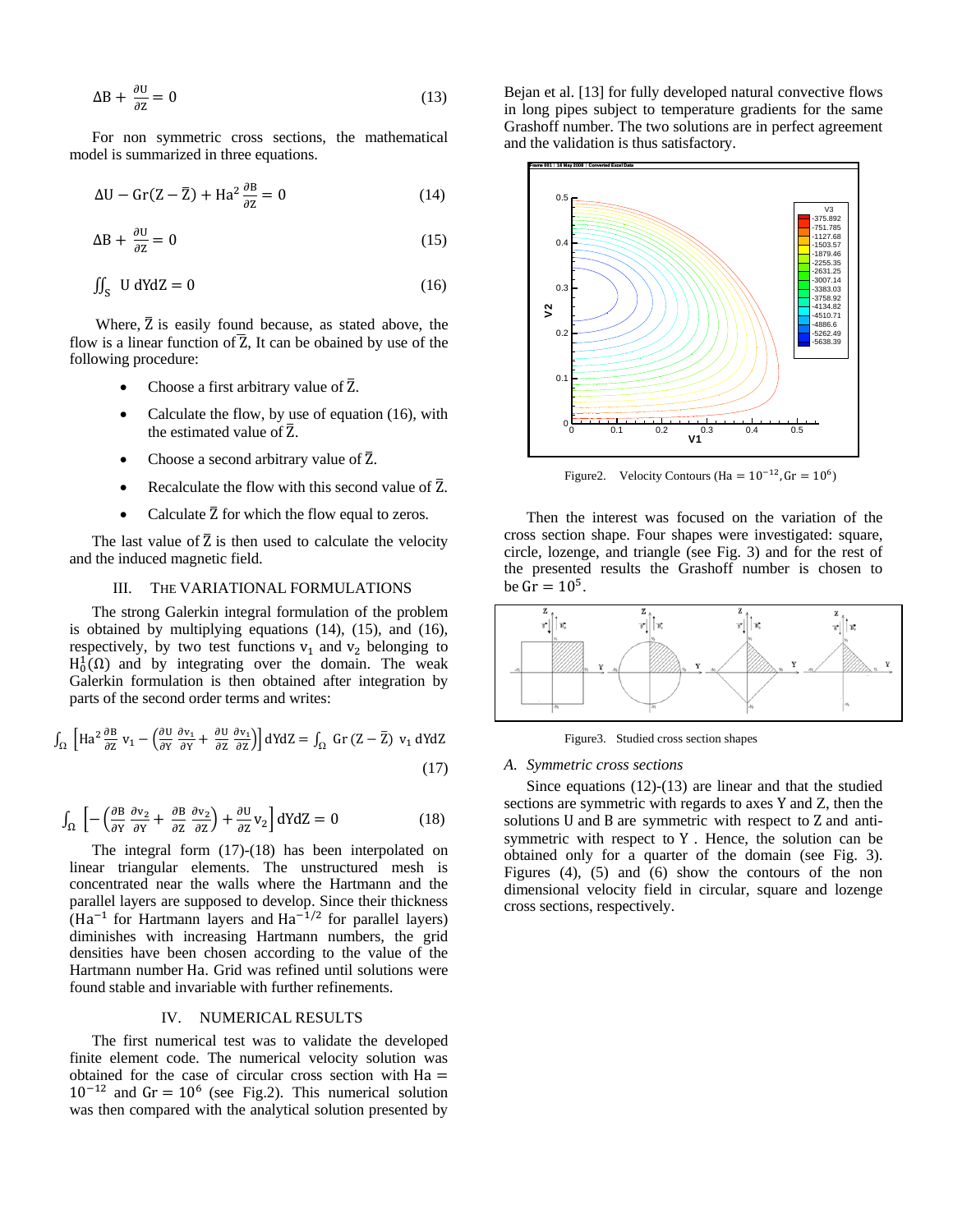$$\Delta B + \frac{\partial U}{\partial Z} = 0 \tag{13}$$

For non symmetric cross sections, the mathematical model is summarized in three equations.

$$\Delta U - Gr(Z - \bar{Z}) + Ha^2 \frac{\partial B}{\partial Z} = 0 \tag{14}$$

$$\Delta B + \frac{\partial U}{\partial Z} = 0 \tag{15}$$

$$\iint_S U \, dYdZ = 0 \tag{16}$$

Where, $\bar{Z}$ is easily found because, as stated above, the flow is a linear function of $\bar{Z}$, It can be obained by use of the following procedure:

- Choose a first arbitrary value of $\bar{Z}$.
- Calculate the flow, by use of equation (16), with the estimated value of $\bar{Z}$.
- Choose a second arbitrary value of $\bar{Z}$.
- Recalculate the flow with this second value of $\bar{Z}$.
- Calculate $\bar{Z}$ for which the flow equal to zeros.

The last value of $\bar{Z}$ is then used to calculate the velocity and the induced magnetic field.

## III. THE VARIATIONAL FORMULATIONS

The strong Galerkin integral formulation of the problem is obtained by multiplying equations (14), (15), and (16), respectively, by two test functions $v_1$ and $v_2$ belonging to $H_0^1(\Omega)$ and by integrating over the domain. The weak Galerkin formulation is then obtained after integration by parts of the second order terms and writes:

$$\int_\Omega \left[ Ha^2 \frac{\partial B}{\partial Z} v_1 - \left( \frac{\partial U}{\partial Y}\frac{\partial v_1}{\partial Y} + \frac{\partial U}{\partial Z}\frac{\partial v_1}{\partial Z} \right) \right] dYdZ = \int_\Omega Gr\,(Z - \bar{Z})\; v_1 \, dYdZ \tag{17}$$

$$\int_\Omega \left[ -\left( \frac{\partial B}{\partial Y}\frac{\partial v_2}{\partial Y} + \frac{\partial B}{\partial Z}\frac{\partial v_2}{\partial Z} \right) + \frac{\partial U}{\partial Z} v_2 \right] dYdZ = 0 \tag{18}$$

The integral form (17)-(18) has been interpolated on linear triangular elements. The unstructured mesh is concentrated near the walls where the Hartmann and the parallel layers are supposed to develop. Since their thickness ($Ha^{-1}$ for Hartmann layers and $Ha^{-1/2}$ for parallel layers) diminishes with increasing Hartmann numbers, the grid densities have been chosen according to the value of the Hartmann number Ha. Grid was refined until solutions were found stable and invariable with further refinements.

## IV. NUMERICAL RESULTS

The first numerical test was to validate the developed finite element code. The numerical velocity solution was obtained for the case of circular cross section with $Ha = 10^{-12}$ and $Gr = 10^6$ (see Fig.2). This numerical solution was then compared with the analytical solution presented by Bejan et al. [13] for fully developed natural convective flows in long pipes subject to temperature gradients for the same Grashoff number. The two solutions are in perfect agreement and the validation is thus satisfactory.

Figure2. Velocity Contours ($Ha = 10^{-12}, Gr = 10^6$)

Then the interest was focused on the variation of the cross section shape. Four shapes were investigated: square, circle, lozenge, and triangle (see Fig. 3) and for the rest of the presented results the Grashoff number is chosen to be $Gr = 10^5$.

Figure3. Studied cross section shapes

### A. Symmetric cross sections

Since equations (12)-(13) are linear and that the studied sections are symmetric with regards to axes Y and Z, then the solutions U and B are symmetric with respect to Z and anti-symmetric with respect to Y . Hence, the solution can be obtained only for a quarter of the domain (see Fig. 3). Figures (4), (5) and (6) show the contours of the non dimensional velocity field in circular, square and lozenge cross sections, respectively.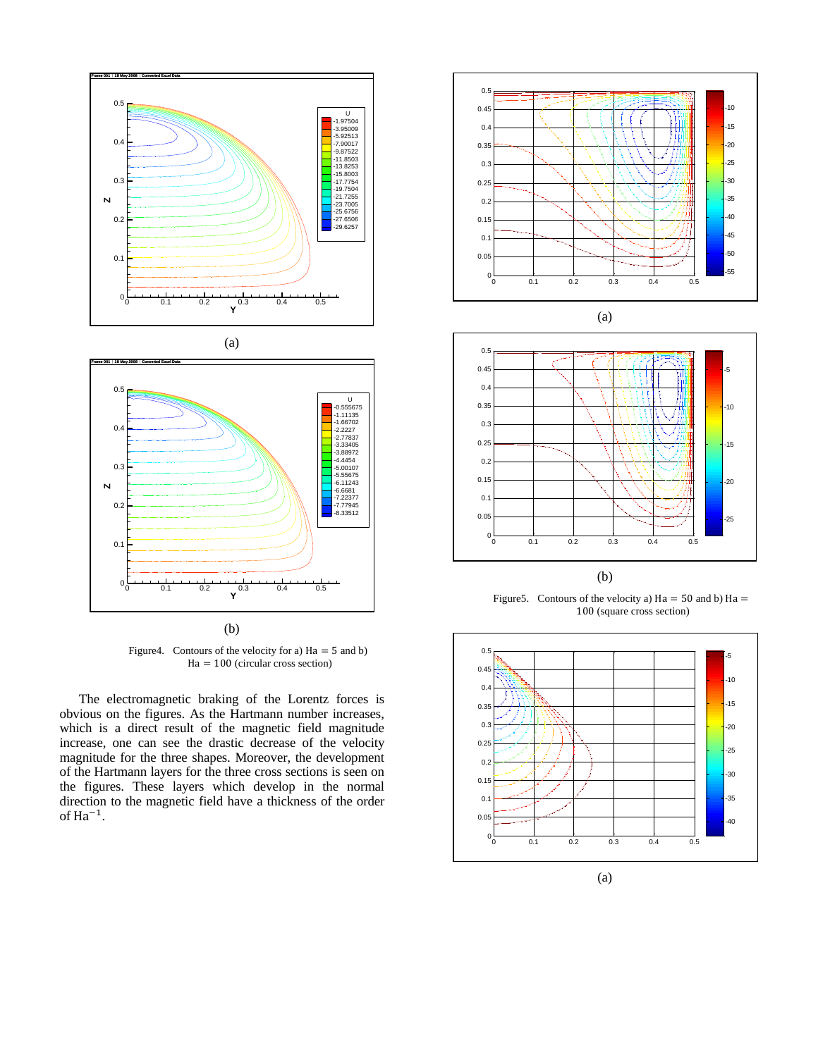(a)

(b)

Figure4. Contours of the velocity for a) Ha = 5 and b) Ha = 100 (circular cross section)

The electromagnetic braking of the Lorentz forces is obvious on the figures. As the Hartmann number increases, which is a direct result of the magnetic field magnitude increase, one can see the drastic decrease of the velocity magnitude for the three shapes. Moreover, the development of the Hartmann layers for the three cross sections is seen on the figures. These layers which develop in the normal direction to the magnetic field have a thickness of the order of $Ha^{-1}$.

(a)

(b)

Figure5. Contours of the velocity a) Ha = 50 and b) Ha = 100 (square cross section)

(a)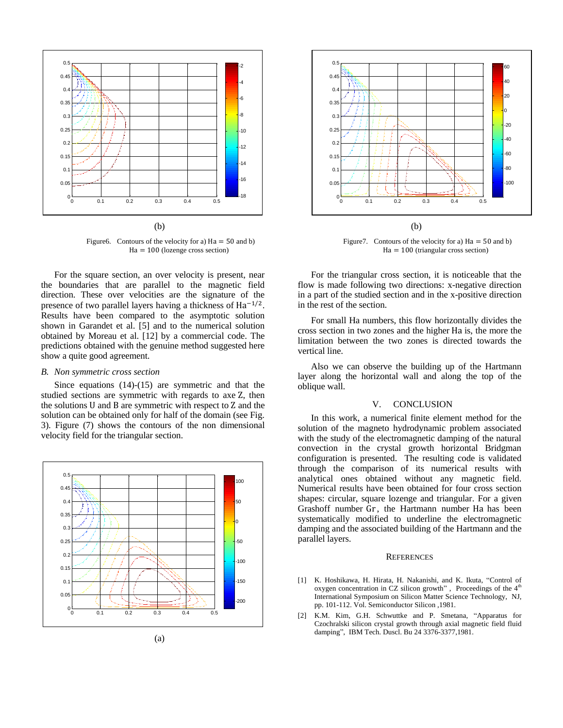(b)

Figure6. Contours of the velocity for a) $\mathrm{Ha} = 50$ and b) $\mathrm{Ha} = 100$ (lozenge cross section)

For the square section, an over velocity is present, near the boundaries that are parallel to the magnetic field direction. These over velocities are the signature of the presence of two parallel layers having a thickness of $\mathrm{Ha}^{-1/2}$. Results have been compared to the asymptotic solution shown in Garandet et al. [5] and to the numerical solution obtained by Moreau et al. [12] by a commercial code. The predictions obtained with the genuine method suggested here show a quite good agreement.

### *B. Non symmetric cross section*

Since equations (14)-(15) are symmetric and that the studied sections are symmetric with regards to axe Z, then the solutions U and B are symmetric with respect to Z and the solution can be obtained only for half of the domain (see Fig. 3). Figure (7) shows the contours of the non dimensional velocity field for the triangular section.

(a)

(b)

Figure7. Contours of the velocity for a) $\mathrm{Ha} = 50$ and b) $\mathrm{Ha} = 100$ (triangular cross section)

For the triangular cross section, it is noticeable that the flow is made following two directions: x-negative direction in a part of the studied section and in the x-positive direction in the rest of the section.

For small Ha numbers, this flow horizontally divides the cross section in two zones and the higher Ha is, the more the limitation between the two zones is directed towards the vertical line.

Also we can observe the building up of the Hartmann layer along the horizontal wall and along the top of the oblique wall.

## V. CONCLUSION

In this work, a numerical finite element method for the solution of the magneto hydrodynamic problem associated with the study of the electromagnetic damping of the natural convection in the crystal growth horizontal Bridgman configuration is presented. The resulting code is validated through the comparison of its numerical results with analytical ones obtained without any magnetic field. Numerical results have been obtained for four cross section shapes: circular, square lozenge and triangular. For a given Grashoff number $\mathrm{Gr}$, the Hartmann number Ha has been systematically modified to underline the electromagnetic damping and the associated building of the Hartmann and the parallel layers.

## REFERENCES

[1] K. Hoshikawa, H. Hirata, H. Nakanishi, and K. Ikuta, "Control of oxygen concentration in CZ silicon growth", Proceedings of the 4th International Symposium on Silicon Matter Science Technology, NJ, pp. 101-112. Vol. Semiconductor Silicon ,1981.

[2] K.M. Kim, G.H. Schwuttke and P. Smetana, "Apparatus for Czochralski silicon crystal growth through axial magnetic field fluid damping", IBM Tech. Duscl. Bu 24 3376-3377,1981.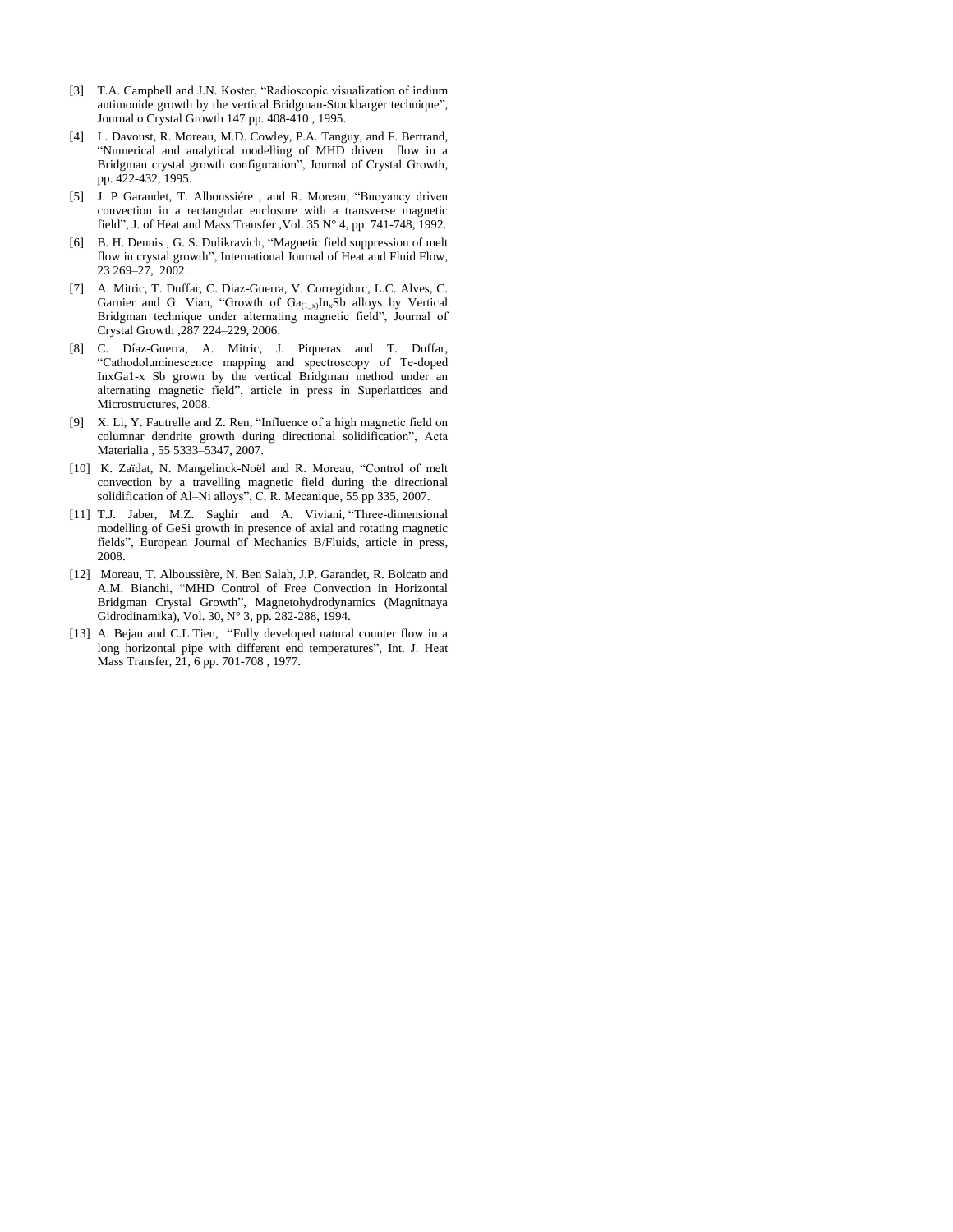[3] T.A. Campbell and J.N. Koster, "Radioscopic visualization of indium antimonide growth by the vertical Bridgman-Stockbarger technique", Journal o Crystal Growth 147 pp. 408-410 , 1995.

[4] L. Davoust, R. Moreau, M.D. Cowley, P.A. Tanguy, and F. Bertrand, "Numerical and analytical modelling of MHD driven flow in a Bridgman crystal growth configuration", Journal of Crystal Growth, pp. 422-432, 1995.

[5] J. P Garandet, T. Alboussiére , and R. Moreau, "Buoyancy driven convection in a rectangular enclosure with a transverse magnetic field", J. of Heat and Mass Transfer ,Vol. 35 N° 4, pp. 741-748, 1992.

[6] B. H. Dennis , G. S. Dulikravich, "Magnetic field suppression of melt flow in crystal growth", International Journal of Heat and Fluid Flow, 23 269–27, 2002.

[7] A. Mitric, T. Duffar, C. Diaz-Guerra, V. Corregidorc, L.C. Alves, C. Garnier and G. Vian, "Growth of $Ga_{(1-x)}In_xSb$ alloys by Vertical Bridgman technique under alternating magnetic field", Journal of Crystal Growth ,287 224–229, 2006.

[8] C. Díaz-Guerra, A. Mitric, J. Piqueras and T. Duffar, "Cathodoluminescence mapping and spectroscopy of Te-doped InxGa1-x Sb grown by the vertical Bridgman method under an alternating magnetic field", article in press in Superlattices and Microstructures, 2008.

[9] X. Li, Y. Fautrelle and Z. Ren, "Influence of a high magnetic field on columnar dendrite growth during directional solidification", Acta Materialia , 55 5333–5347, 2007.

[10] K. Zaïdat, N. Mangelinck-Noël and R. Moreau, "Control of melt convection by a travelling magnetic field during the directional solidification of Al–Ni alloys", C. R. Mecanique, 55 pp 335, 2007.

[11] T.J. Jaber, M.Z. Saghir and A. Viviani, "Three-dimensional modelling of GeSi growth in presence of axial and rotating magnetic fields", European Journal of Mechanics B/Fluids, article in press, 2008.

[12] Moreau, T. Alboussière, N. Ben Salah, J.P. Garandet, R. Bolcato and A.M. Bianchi, "MHD Control of Free Convection in Horizontal Bridgman Crystal Growth", Magnetohydrodynamics (Magnitnaya Gidrodinamika), Vol. 30, N° 3, pp. 282-288, 1994.

[13] A. Bejan and C.L.Tien, "Fully developed natural counter flow in a long horizontal pipe with different end temperatures", Int. J. Heat Mass Transfer, 21, 6 pp. 701-708 , 1977.